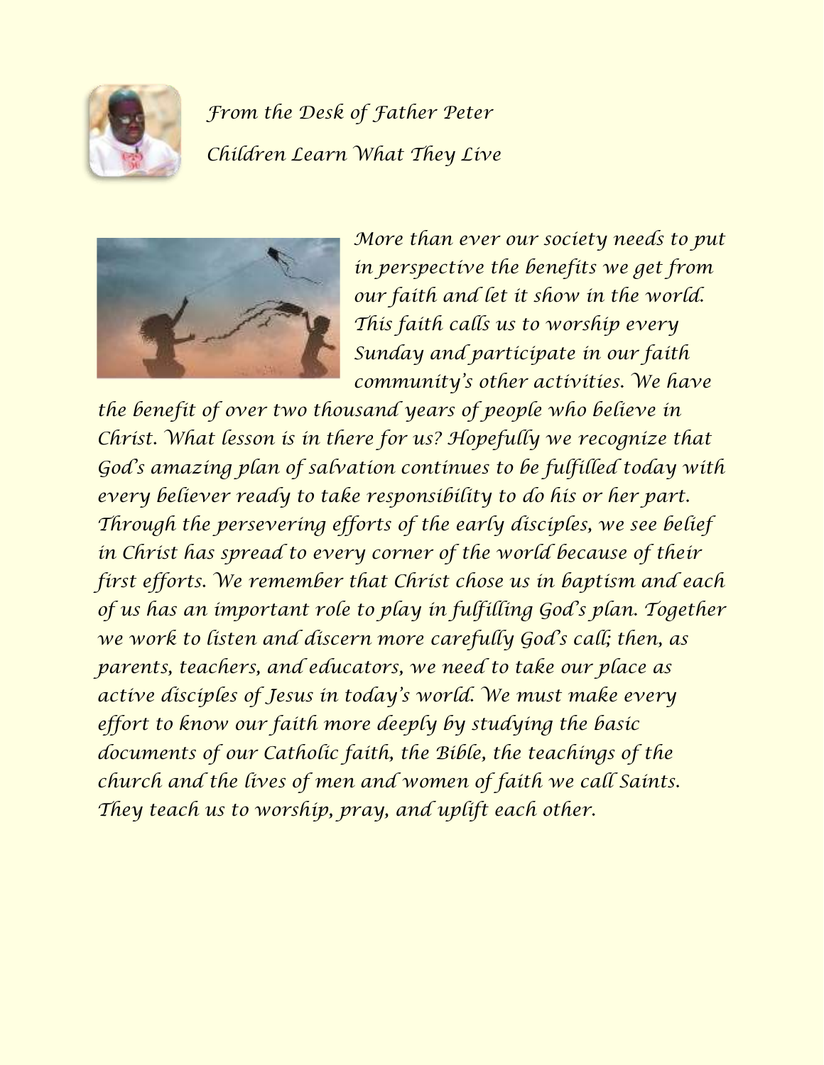*From the Desk of Father Peter*

*Children Learn What They Live*

*More than ever our society needs to put in perspective the benefits we get from our faith and let it show in the world. This faith calls us to worship every Sunday and participate in our faith community's other activities. We have the benefit of over two thousand years of people who believe in Christ. What lesson is in there for us? Hopefully we recognize that God's amazing plan of salvation continues to be fulfilled today with every believer ready to take responsibility to do his or her part. Through the persevering efforts of the early disciples, we see belief in Christ has spread to every corner of the world because of their first efforts. We remember that Christ chose us in baptism and each of us has an important role to play in fulfilling God's plan. Together we work to listen and discern more carefully God's call; then, as parents, teachers, and educators, we need to take our place as active disciples of Jesus in today's world. We must make every effort to know our faith more deeply by studying the basic documents of our Catholic faith, the Bible, the teachings of the church and the lives of men and women of faith we call Saints. They teach us to worship, pray, and uplift each other.*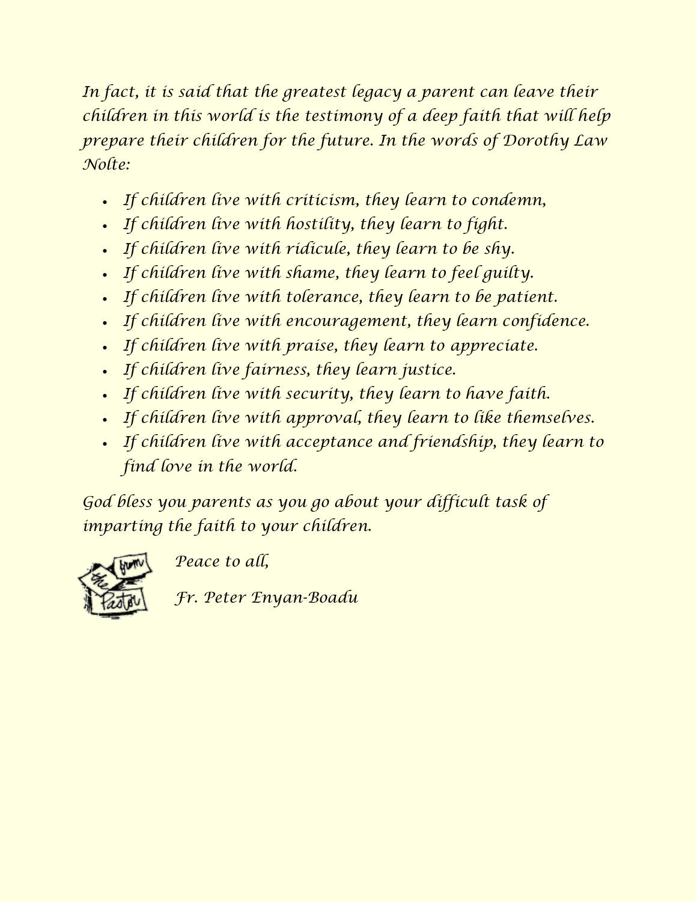*In fact, it is said that the greatest legacy a parent can leave their children in this world is the testimony of a deep faith that will help prepare their children for the future. In the words of Dorothy Law Nolte:*

- *If children live with criticism, they learn to condemn,*
- *If children live with hostility, they learn to fight.*
- *If children live with ridicule, they learn to be shy.*
- *If children live with shame, they learn to feel guilty.*
- *If children live with tolerance, they learn to be patient.*
- *If children live with encouragement, they learn confidence.*
- *If children live with praise, they learn to appreciate.*
- *If children live fairness, they learn justice.*
- *If children live with security, they learn to have faith.*
- *If children live with approval, they learn to like themselves.*
- *If children live with acceptance and friendship, they learn to find love in the world.*

*God bless you parents as you go about your difficult task of imparting the faith to your children.*

*Peace to all,*

*Fr. Peter Enyan-Boadu*